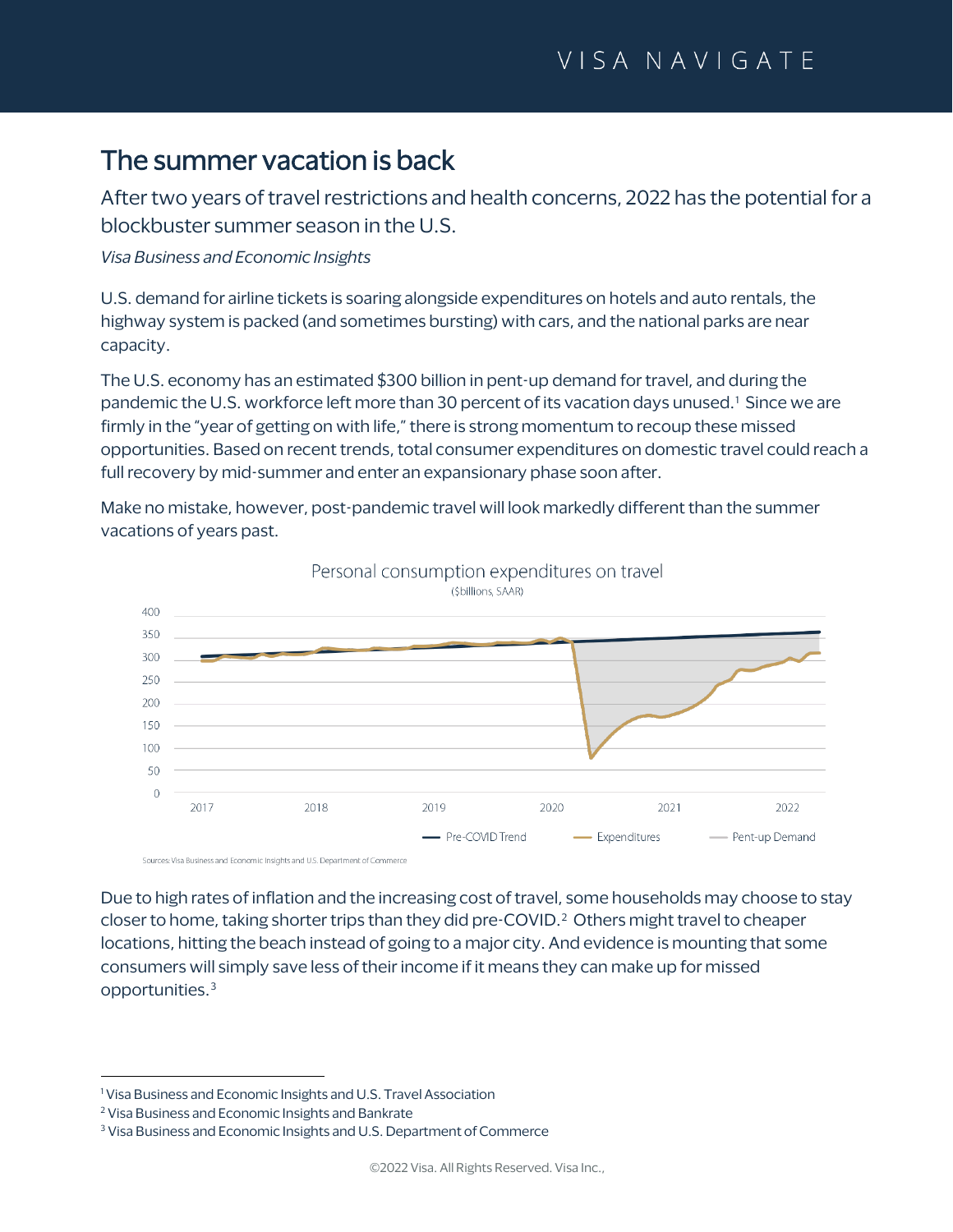VISA NAVIGATE

# The summer vacation is back

After two years of travel restrictions and health concerns, 2022 has the potential for a blockbuster summer season in the U.S.

*Visa Business and Economic Insights*

U.S. demand for airline tickets is soaring alongside expenditures on hotels and auto rentals, the highway system is packed (and sometimes bursting) with cars, and the national parks are near capacity.

The U.S. economy has an estimated $300 billion in pent-up demand for travel, and during the pandemic the U.S. workforce left more than 30 percent of its vacation days unused.[1] Since we are firmly in the "year of getting on with life," there is strong momentum to recoup these missed opportunities. Based on recent trends, total consumer expenditures on domestic travel could reach a full recovery by mid-summer and enter an expansionary phase soon after.

Make no mistake, however, post-pandemic travel will look markedly different than the summer vacations of years past.

Personal consumption expenditures on travel
($billions, SAAR)

400
350
300
250
200
150
100
50
0

2017 2018 2019 2020 2021 2022

Pre-COVID Trend
Expenditures
Pent-up Demand

Sources: Visa Business and Economic Insights and U.S. Department of Commerce

Due to high rates of inflation and the increasing cost of travel, some households may choose to stay closer to home, taking shorter trips than they did pre-COVID.[2] Others might travel to cheaper locations, hitting the beach instead of going to a major city. And evidence is mounting that some consumers will simply save less of their income if it means they can make up for missed opportunities.[3]

---

[1] Visa Business and Economic Insights and U.S. Travel Association

[2] Visa Business and Economic Insights and Bankrate

[3] Visa Business and Economic Insights and U.S. Department of Commerce

©2022 Visa. All Rights Reserved. Visa Inc.,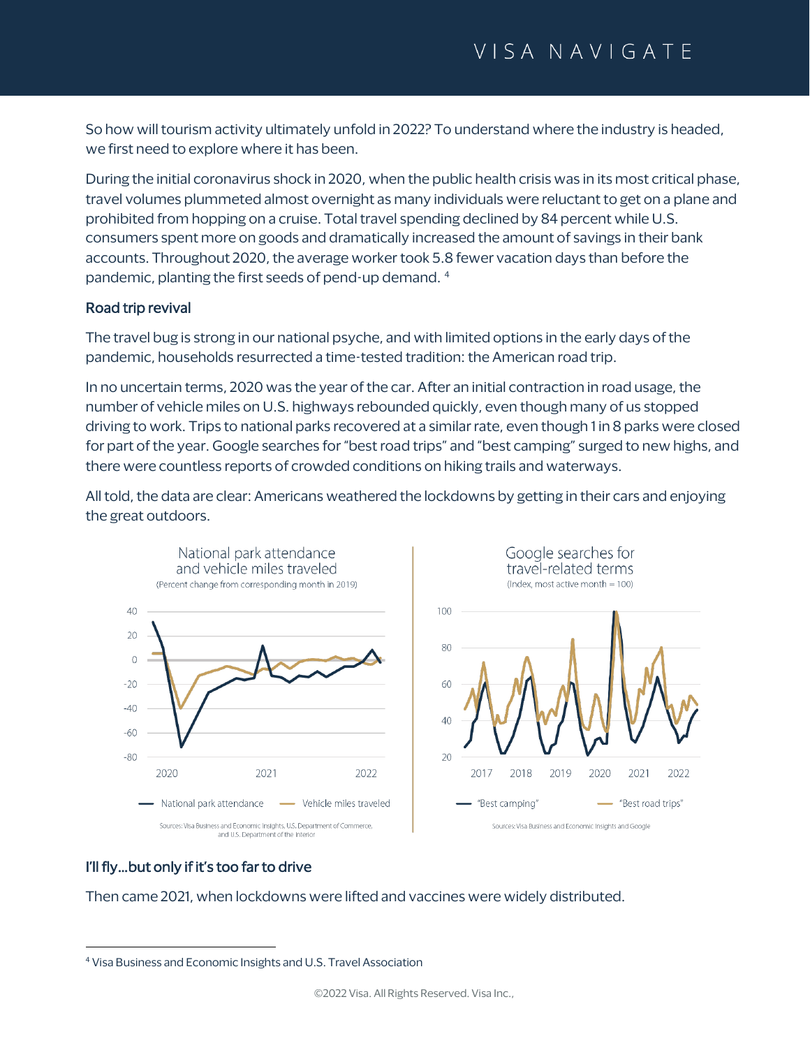So how will tourism activity ultimately unfold in 2022? To understand where the industry is headed, we first need to explore where it has been.

During the initial coronavirus shock in 2020, when the public health crisis was in its most critical phase, travel volumes plummeted almost overnight as many individuals were reluctant to get on a plane and prohibited from hopping on a cruise. Total travel spending declined by 84 percent while U.S. consumers spent more on goods and dramatically increased the amount of savings in their bank accounts. Throughout 2020, the average worker took 5.8 fewer vacation days than before the pandemic, planting the first seeds of pend-up demand. [4]

### Road trip revival

The travel bug is strong in our national psyche, and with limited options in the early days of the pandemic, households resurrected a time-tested tradition: the American road trip.

In no uncertain terms, 2020 was the year of the car. After an initial contraction in road usage, the number of vehicle miles on U.S. highways rebounded quickly, even though many of us stopped driving to work. Trips to national parks recovered at a similar rate, even though 1 in 8 parks were closed for part of the year. Google searches for "best road trips" and "best camping" surged to new highs, and there were countless reports of crowded conditions on hiking trails and waterways.

All told, the data are clear: Americans weathered the lockdowns by getting in their cars and enjoying the great outdoors.

National park attendance and vehicle miles traveled
(Percent change from corresponding month in 2019)

40
20
0
-20
-40
-60
-80

2020 2021 2022

National park attendance — Vehicle miles traveled

Sources: Visa Business and Economic Insights, U.S. Department of Commerce, and U.S. Department of the Interior

Google searches for travel-related terms
(Index, most active month = 100)

100
80
60
40
20

2017 2018 2019 2020 2021 2022

"Best camping" — "Best road trips"

Sources: Visa Business and Economic Insights and Google

### I'll fly...but only if it's too far to drive

Then came 2021, when lockdowns were lifted and vaccines were widely distributed.

---

[4] Visa Business and Economic Insights and U.S. Travel Association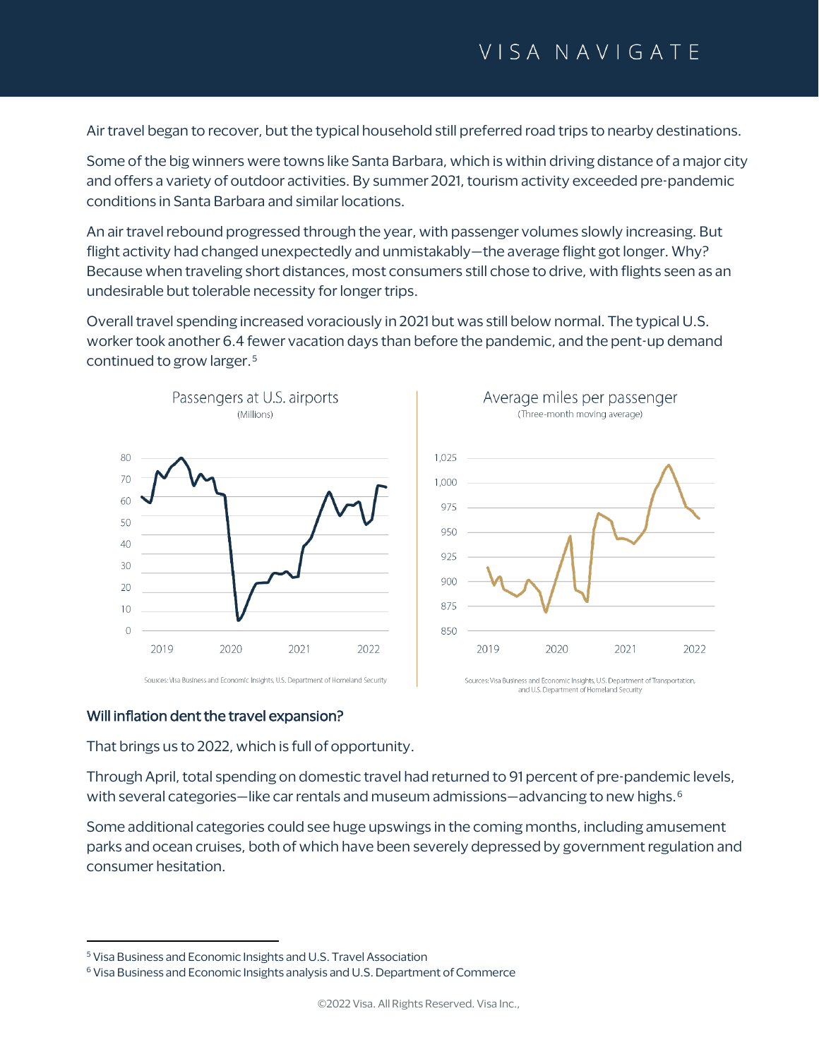Air travel began to recover, but the typical household still preferred road trips to nearby destinations.

Some of the big winners were towns like Santa Barbara, which is within driving distance of a major city and offers a variety of outdoor activities. By summer 2021, tourism activity exceeded pre-pandemic conditions in Santa Barbara and similar locations.

An air travel rebound progressed through the year, with passenger volumes slowly increasing. But flight activity had changed unexpectedly and unmistakably—the average flight got longer. Why? Because when traveling short distances, most consumers still chose to drive, with flights seen as an undesirable but tolerable necessity for longer trips.

Overall travel spending increased voraciously in 2021 but was still below normal. The typical U.S. worker took another 6.4 fewer vacation days than before the pandemic, and the pent-up demand continued to grow larger.[5]

Passengers at U.S. airports (Millions)

Sources: Visa Business and Economic Insights, U.S. Department of Homeland Security

Average miles per passenger (Three-month moving average)

Sources: Visa Business and Economic Insights, U.S. Department of Transportation, and U.S. Department of Homeland Security

### Will inflation dent the travel expansion?

That brings us to 2022, which is full of opportunity.

Through April, total spending on domestic travel had returned to 91 percent of pre-pandemic levels, with several categories—like car rentals and museum admissions—advancing to new highs.[6]

Some additional categories could see huge upswings in the coming months, including amusement parks and ocean cruises, both of which have been severely depressed by government regulation and consumer hesitation.

---

[5] Visa Business and Economic Insights and U.S. Travel Association

[6] Visa Business and Economic Insights analysis and U.S. Department of Commerce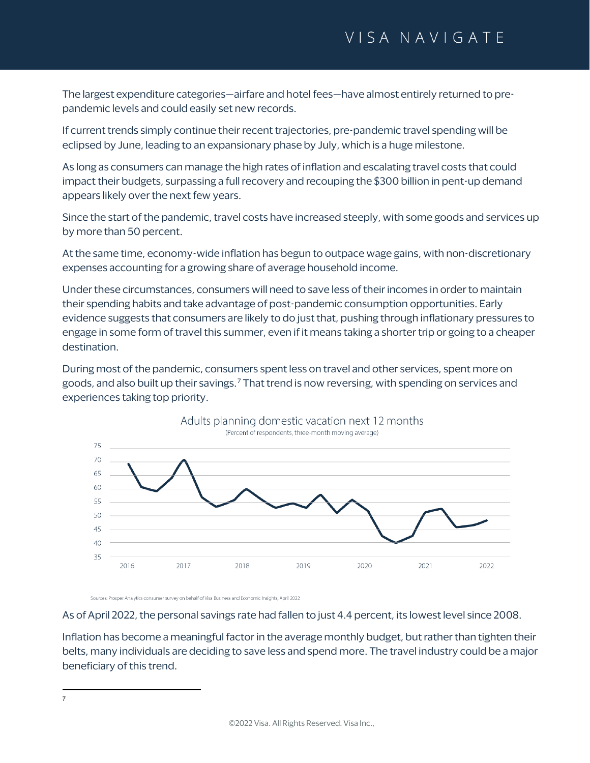The largest expenditure categories—airfare and hotel fees—have almost entirely returned to pre-pandemic levels and could easily set new records.

If current trends simply continue their recent trajectories, pre-pandemic travel spending will be eclipsed by June, leading to an expansionary phase by July, which is a huge milestone.

As long as consumers can manage the high rates of inflation and escalating travel costs that could impact their budgets, surpassing a full recovery and recouping the $300 billion in pent-up demand appears likely over the next few years.

Since the start of the pandemic, travel costs have increased steeply, with some goods and services up by more than 50 percent.

At the same time, economy-wide inflation has begun to outpace wage gains, with non-discretionary expenses accounting for a growing share of average household income.

Under these circumstances, consumers will need to save less of their incomes in order to maintain their spending habits and take advantage of post-pandemic consumption opportunities. Early evidence suggests that consumers are likely to do just that, pushing through inflationary pressures to engage in some form of travel this summer, even if it means taking a shorter trip or going to a cheaper destination.

During most of the pandemic, consumers spent less on travel and other services, spent more on goods, and also built up their savings.[7] That trend is now reversing, with spending on services and experiences taking top priority.

Adults planning domestic vacation next 12 months

(Percent of respondents, three-month moving average)

75
70
65
60
55
50
45
40
35

2016 2017 2018 2019 2020 2021 2022

Sources: Prosper Analytics consumer survey on behalf of Visa Business and Economic Insights, April 2022

As of April 2022, the personal savings rate had fallen to just 4.4 percent, its lowest level since 2008.

Inflation has become a meaningful factor in the average monthly budget, but rather than tighten their belts, many individuals are deciding to save less and spend more. The travel industry could be a major beneficiary of this trend.

7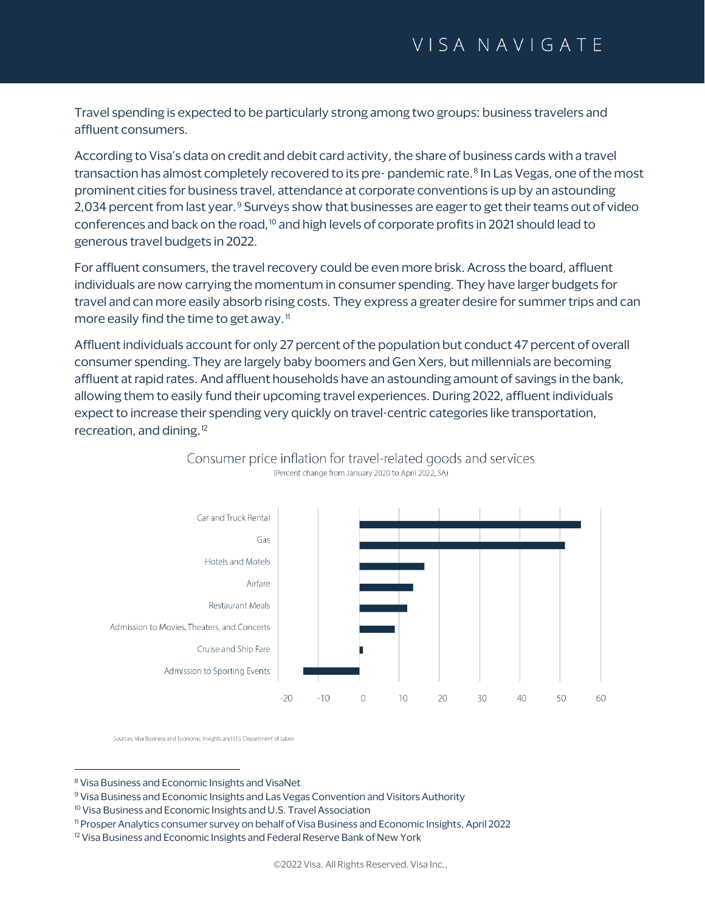Travel spending is expected to be particularly strong among two groups: business travelers and affluent consumers.

According to Visa's data on credit and debit card activity, the share of business cards with a travel transaction has almost completely recovered to its pre- pandemic rate.[8] In Las Vegas, one of the most prominent cities for business travel, attendance at corporate conventions is up by an astounding 2,034 percent from last year.[9] Surveys show that businesses are eager to get their teams out of video conferences and back on the road,[10] and high levels of corporate profits in 2021 should lead to generous travel budgets in 2022.

For affluent consumers, the travel recovery could be even more brisk. Across the board, affluent individuals are now carrying the momentum in consumer spending. They have larger budgets for travel and can more easily absorb rising costs. They express a greater desire for summer trips and can more easily find the time to get away.[11]

Affluent individuals account for only 27 percent of the population but conduct 47 percent of overall consumer spending. They are largely baby boomers and Gen Xers, but millennials are becoming affluent at rapid rates. And affluent households have an astounding amount of savings in the bank, allowing them to easily fund their upcoming travel experiences. During 2022, affluent individuals expect to increase their spending very quickly on travel-centric categories like transportation, recreation, and dining.[12]

Consumer price inflation for travel-related goods and services

(Percent change from January 2020 to April 2022, SA)

Sources: Visa Business and Economic Insights and U.S. Department of Labor

---

[8] Visa Business and Economic Insights and VisaNet

[9] Visa Business and Economic Insights and Las Vegas Convention and Visitors Authority

[10] Visa Business and Economic Insights and U.S. Travel Association

[11] Prosper Analytics consumer survey on behalf of Visa Business and Economic Insights, April 2022

[12] Visa Business and Economic Insights and Federal Reserve Bank of New York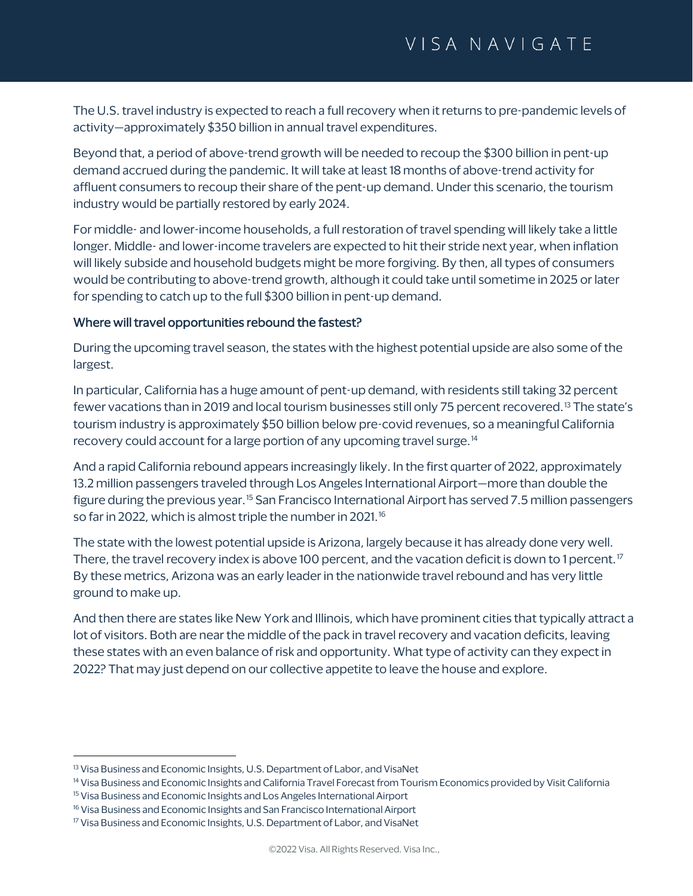The U.S. travel industry is expected to reach a full recovery when it returns to pre-pandemic levels of activity—approximately $350 billion in annual travel expenditures.

Beyond that, a period of above-trend growth will be needed to recoup the $300 billion in pent-up demand accrued during the pandemic. It will take at least 18 months of above-trend activity for affluent consumers to recoup their share of the pent-up demand. Under this scenario, the tourism industry would be partially restored by early 2024.

For middle- and lower-income households, a full restoration of travel spending will likely take a little longer. Middle- and lower-income travelers are expected to hit their stride next year, when inflation will likely subside and household budgets might be more forgiving. By then, all types of consumers would be contributing to above-trend growth, although it could take until sometime in 2025 or later for spending to catch up to the full $300 billion in pent-up demand.

### Where will travel opportunities rebound the fastest?

During the upcoming travel season, the states with the highest potential upside are also some of the largest.

In particular, California has a huge amount of pent-up demand, with residents still taking 32 percent fewer vacations than in 2019 and local tourism businesses still only 75 percent recovered.[13] The state's tourism industry is approximately $50 billion below pre-covid revenues, so a meaningful California recovery could account for a large portion of any upcoming travel surge.[14]

And a rapid California rebound appears increasingly likely. In the first quarter of 2022, approximately 13.2 million passengers traveled through Los Angeles International Airport—more than double the figure during the previous year.[15] San Francisco International Airport has served 7.5 million passengers so far in 2022, which is almost triple the number in 2021.[16]

The state with the lowest potential upside is Arizona, largely because it has already done very well. There, the travel recovery index is above 100 percent, and the vacation deficit is down to 1 percent.[17] By these metrics, Arizona was an early leader in the nationwide travel rebound and has very little ground to make up.

And then there are states like New York and Illinois, which have prominent cities that typically attract a lot of visitors. Both are near the middle of the pack in travel recovery and vacation deficits, leaving these states with an even balance of risk and opportunity. What type of activity can they expect in 2022? That may just depend on our collective appetite to leave the house and explore.

---

[13] Visa Business and Economic Insights, U.S. Department of Labor, and VisaNet

[14] Visa Business and Economic Insights and California Travel Forecast from Tourism Economics provided by Visit California

[15] Visa Business and Economic Insights and Los Angeles International Airport

[16] Visa Business and Economic Insights and San Francisco International Airport

[17] Visa Business and Economic Insights, U.S. Department of Labor, and VisaNet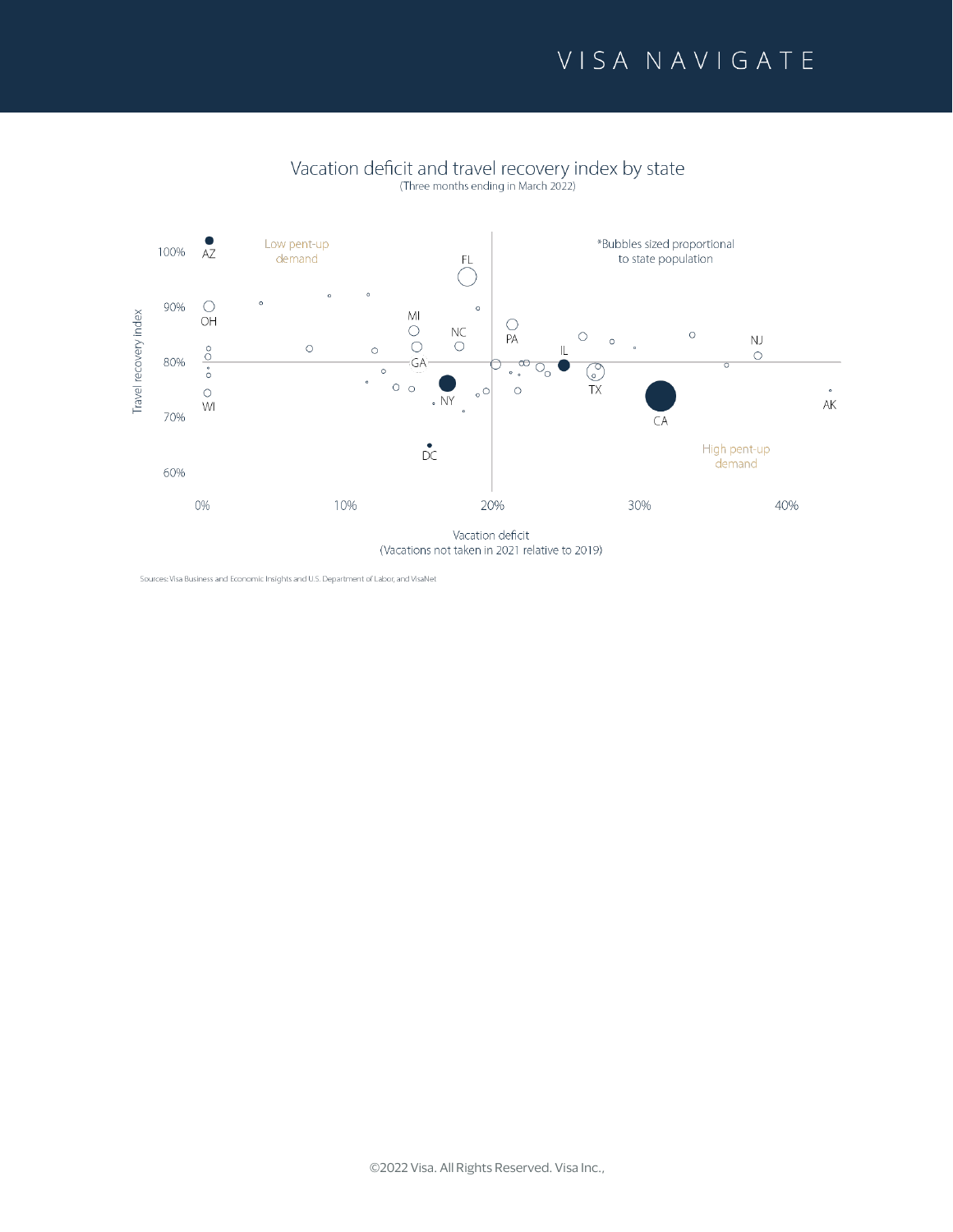## Vacation deficit and travel recovery index by state

(Three months ending in March 2022)

Low pent-up demand

*Bubbles sized proportional to state population

High pent-up demand

Travel recovery index

100%
90%
80%
70%
60%

AZ
OH
WI
MI
GA
NC
FL
NY
DC
PA
IL
TX
CA
NJ
AK

0%
10%
20%
30%
40%

Vacation deficit
(Vacations not taken in 2021 relative to 2019)

Sources: Visa Business and Economic Insights and U.S. Department of Labor, and VisaNet

©2022 Visa. All Rights Reserved. Visa Inc.,